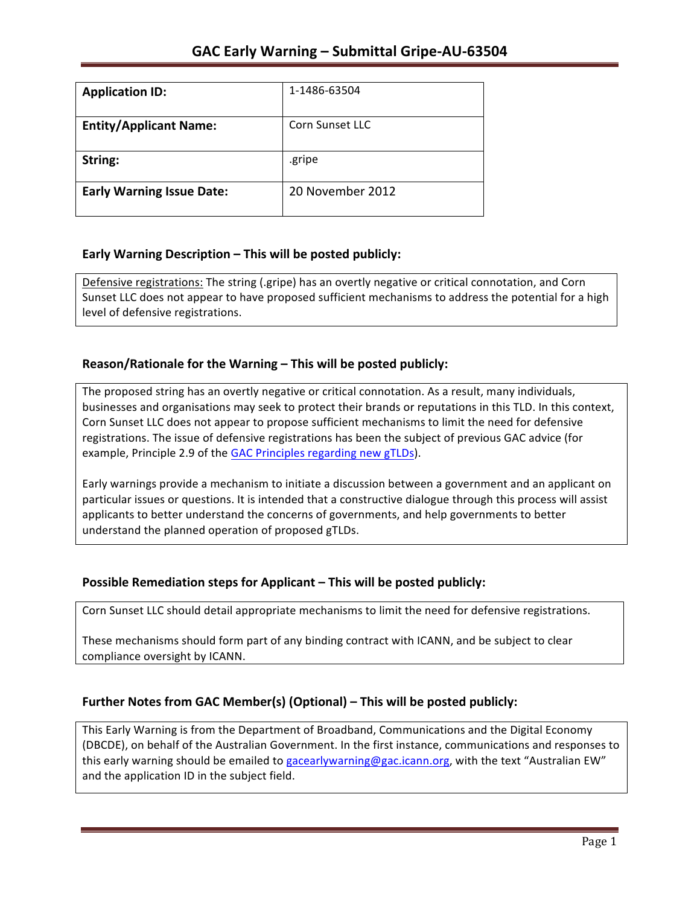# GAC Early Warning – Submittal Gripe-AU-63504

| **Application ID:** | 1-1486-63504 |
|---|---|
| **Entity/Applicant Name:** | Corn Sunset LLC |
| **String:** | .gripe |
| **Early Warning Issue Date:** | 20 November 2012 |

## Early Warning Description – This will be posted publicly:

Defensive registrations: The string (.gripe) has an overtly negative or critical connotation, and Corn Sunset LLC does not appear to have proposed sufficient mechanisms to address the potential for a high level of defensive registrations.

## Reason/Rationale for the Warning – This will be posted publicly:

The proposed string has an overtly negative or critical connotation. As a result, many individuals, businesses and organisations may seek to protect their brands or reputations in this TLD. In this context, Corn Sunset LLC does not appear to propose sufficient mechanisms to limit the need for defensive registrations. The issue of defensive registrations has been the subject of previous GAC advice (for example, Principle 2.9 of the GAC Principles regarding new gTLDs).

Early warnings provide a mechanism to initiate a discussion between a government and an applicant on particular issues or questions. It is intended that a constructive dialogue through this process will assist applicants to better understand the concerns of governments, and help governments to better understand the planned operation of proposed gTLDs.

## Possible Remediation steps for Applicant – This will be posted publicly:

Corn Sunset LLC should detail appropriate mechanisms to limit the need for defensive registrations.

These mechanisms should form part of any binding contract with ICANN, and be subject to clear compliance oversight by ICANN.

## Further Notes from GAC Member(s) (Optional) – This will be posted publicly:

This Early Warning is from the Department of Broadband, Communications and the Digital Economy (DBCDE), on behalf of the Australian Government. In the first instance, communications and responses to this early warning should be emailed to gacearlywarning@gac.icann.org, with the text "Australian EW" and the application ID in the subject field.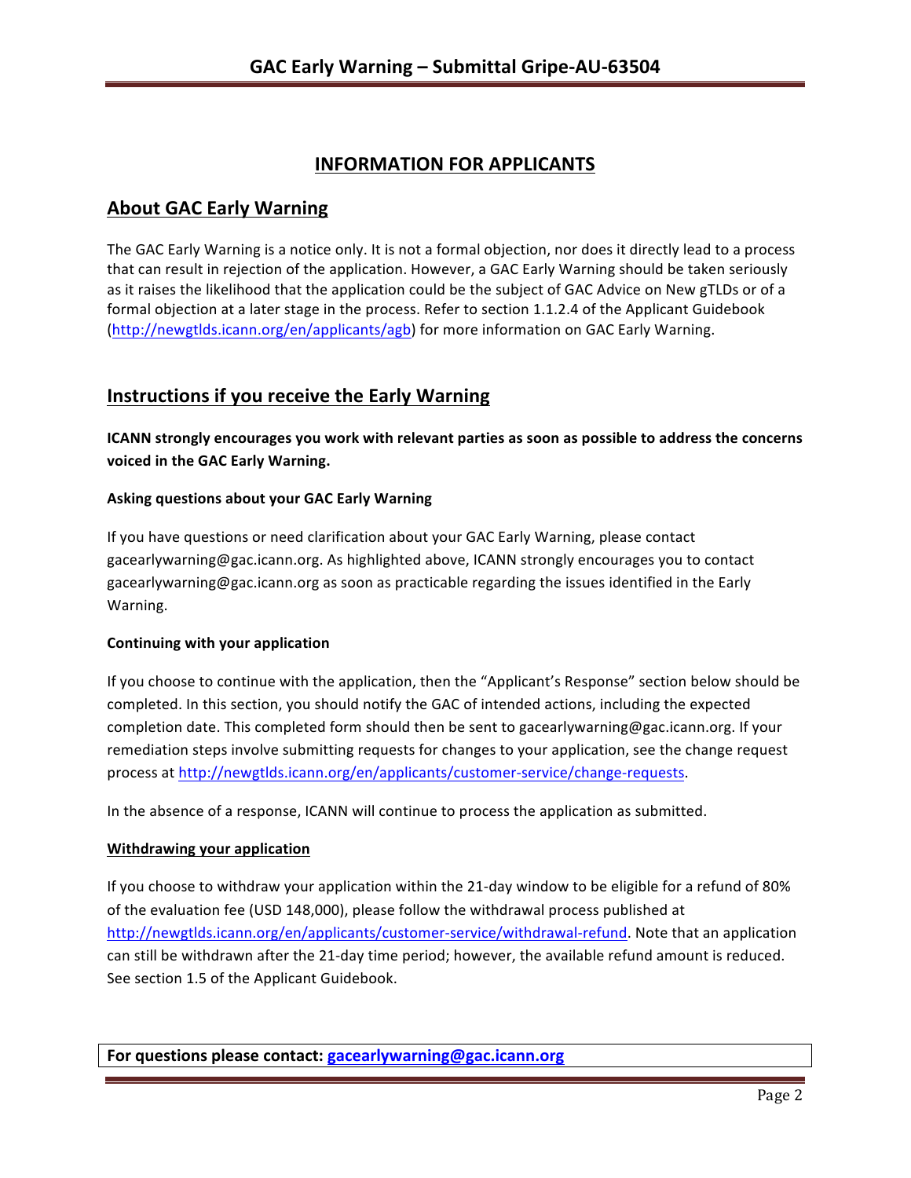# INFORMATION FOR APPLICANTS

## About GAC Early Warning

The GAC Early Warning is a notice only. It is not a formal objection, nor does it directly lead to a process that can result in rejection of the application. However, a GAC Early Warning should be taken seriously as it raises the likelihood that the application could be the subject of GAC Advice on New gTLDs or of a formal objection at a later stage in the process. Refer to section 1.1.2.4 of the Applicant Guidebook (http://newgtlds.icann.org/en/applicants/agb) for more information on GAC Early Warning.

## Instructions if you receive the Early Warning

**ICANN strongly encourages you work with relevant parties as soon as possible to address the concerns voiced in the GAC Early Warning.**

### Asking questions about your GAC Early Warning

If you have questions or need clarification about your GAC Early Warning, please contact gacearlywarning@gac.icann.org. As highlighted above, ICANN strongly encourages you to contact gacearlywarning@gac.icann.org as soon as practicable regarding the issues identified in the Early Warning.

### Continuing with your application

If you choose to continue with the application, then the "Applicant's Response" section below should be completed. In this section, you should notify the GAC of intended actions, including the expected completion date. This completed form should then be sent to gacearlywarning@gac.icann.org. If your remediation steps involve submitting requests for changes to your application, see the change request process at http://newgtlds.icann.org/en/applicants/customer-service/change-requests.

In the absence of a response, ICANN will continue to process the application as submitted.

### Withdrawing your application

If you choose to withdraw your application within the 21-day window to be eligible for a refund of 80% of the evaluation fee (USD 148,000), please follow the withdrawal process published at http://newgtlds.icann.org/en/applicants/customer-service/withdrawal-refund. Note that an application can still be withdrawn after the 21-day time period; however, the available refund amount is reduced. See section 1.5 of the Applicant Guidebook.

**For questions please contact: gacearlywarning@gac.icann.org**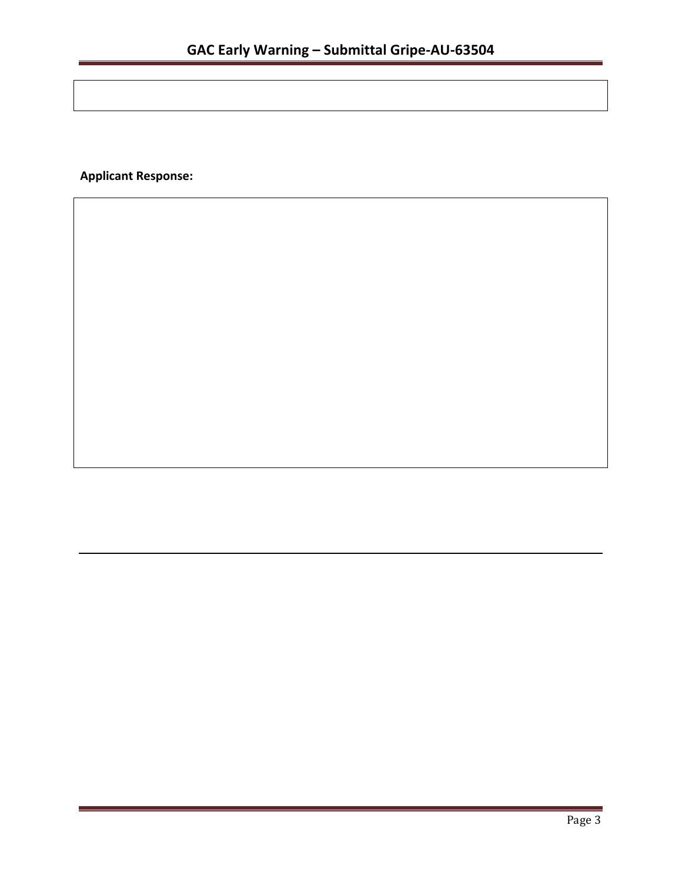**Applicant Response:**